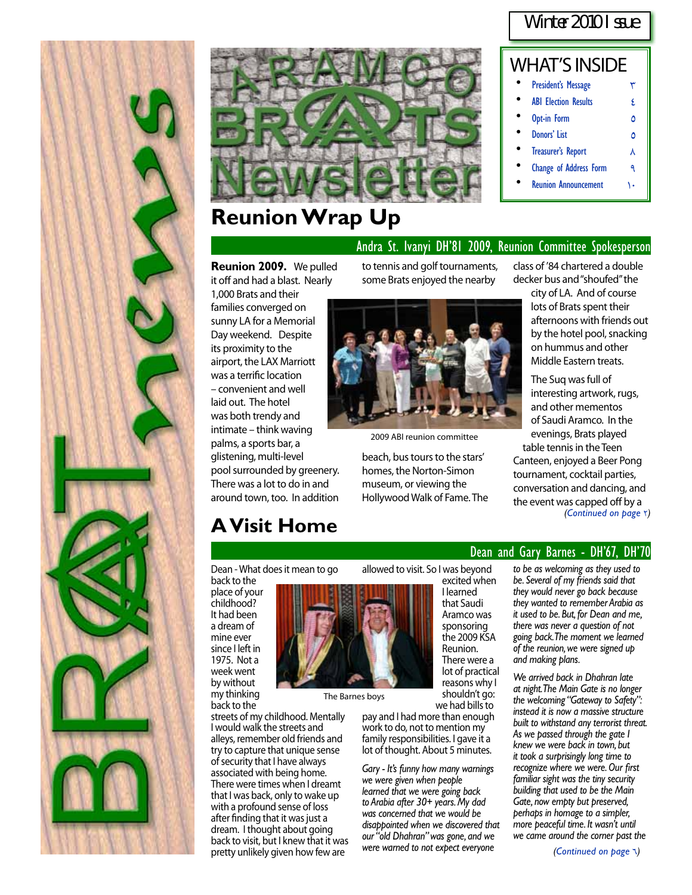Winter 2010 Issue

# ARAMCO BRATS Newsletter

## WHAT'S INSIDE

- President's Message ٣
- ABI Election Results ٤
- Opt-in Form ٥
- Donors' List ٥
- Treasurer's Report ٨
- Change of Address Form ٩
- Reunion Announcement ١٠

## Reunion Wrap Up

**Andra St. Ivanyi DH'81 2009, Reunion Committee Spokesperson**

**Reunion 2009.** We pulled it off and had a blast. Nearly 1,000 Brats and their families converged on sunny LA for a Memorial Day weekend. Despite its proximity to the airport, the LAX Marriott was a terrific location – convenient and well laid out. The hotel was both trendy and intimate – think waving palms, a sports bar, a glistening, multi-level pool surrounded by greenery. There was a lot to do in and around town, too. In addition to tennis and golf tournaments, some Brats enjoyed the nearby beach, bus tours to the stars' homes, the Norton-Simon museum, or viewing the Hollywood Walk of Fame. The class of '84 chartered a double decker bus and "shoufed" the city of LA. And of course lots of Brats spent their afternoons with friends out by the hotel pool, snacking on hummus and other Middle Eastern treats.

2009 ABI reunion committee

The Suq was full of interesting artwork, rugs, and other mementos of Saudi Aramco. In the evenings, Brats played table tennis in the Teen Canteen, enjoyed a Beer Pong tournament, cocktail parties, conversation and dancing, and the event was capped off by a

*(Continued on page ٢)*

## A Visit Home

**Dean and Gary Barnes - DH'67, DH'70**

Dean - What does it mean to go back to the place of your childhood? It had been a dream of mine ever since I left in 1975. Not a week went by without my thinking back to the streets of my childhood. Mentally I would walk the streets and alleys, remember old friends and try to capture that unique sense of security that I have always associated with being home. There were times when I dreamt that I was back, only to wake up with a profound sense of loss after finding that it was just a dream. I thought about going back to visit, but I knew that it was pretty unlikely given how few are allowed to visit. So I was beyond excited when I learned that Saudi Aramco was sponsoring the 2009 KSA Reunion. There were a lot of practical reasons why I shouldn't go: we had bills to pay and I had more than enough work to do, not to mention my family responsibilities. I gave it a lot of thought. About 5 minutes.

The Barnes boys

*Gary - It's funny how many warnings we were given when people learned that we were going back to Arabia after 30+ years. My dad was concerned that we would be disappointed when we discovered that our "old Dhahran" was gone, and we were warned to not expect everyone to be as welcoming as they used to be. Several of my friends said that they would never go back because they wanted to remember Arabia as it used to be. But, for Dean and me, there was never a question of not going back. The moment we learned of the reunion, we were signed up and making plans.*

*We arrived back in Dhahran late at night. The Main Gate is no longer the welcoming "Gateway to Safety": instead it is now a massive structure built to withstand any terrorist threat. As we passed through the gate I knew we were back in town, but it took a surprisingly long time to recognize where we were. Our first familiar sight was the tiny security building that used to be the Main Gate, now empty but preserved, perhaps in homage to a simpler, more peaceful time. It wasn't until we came around the corner past the*

*(Continued on page ٦)*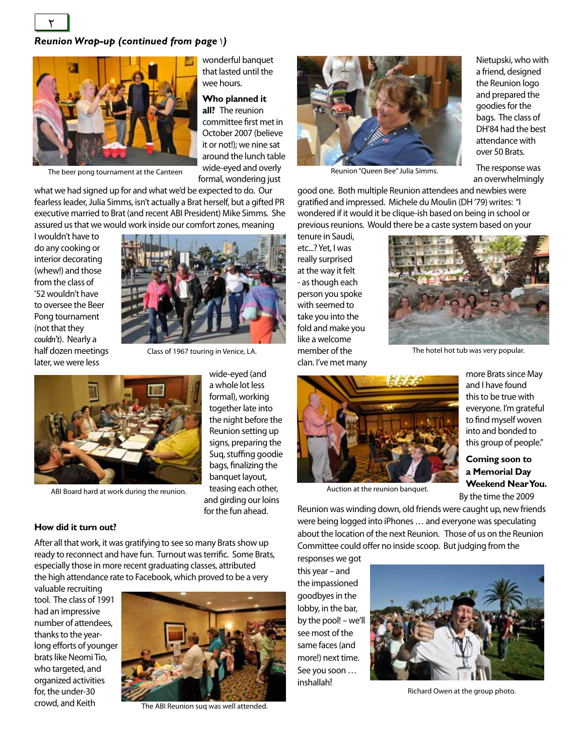*Reunion Wrap-up (continued from page ١)*

wonderful banquet that lasted until the wee hours.

The beer pong tournament at the Canteen

**Who planned it all?** The reunion committee first met in October 2007 (believe it or not!); we nine sat around the lunch table wide-eyed and overly formal, wondering just what we had signed up for and what we'd be expected to do. Our fearless leader, Julia Simms, isn't actually a Brat herself, but a gifted PR executive married to Brat (and recent ABI President) Mike Simms. She assured us that we would work inside our comfort zones, meaning I wouldn't have to do any cooking or interior decorating (whew!) and those from the class of '52 wouldn't have to oversee the Beer Pong tournament (not that they *couldn't*). Nearly a half dozen meetings later, we were less wide-eyed (and a whole lot less formal), working together late into the night before the Reunion setting up signs, preparing the Suq, stuffing goodie bags, finalizing the banquet layout, teasing each other, and girding our loins for the fun ahead.

Class of 1967 touring in Venice, LA.

ABI Board hard at work during the reunion.

**How did it turn out?**

After all that work, it was gratifying to see so many Brats show up ready to reconnect and have fun. Turnout was terrific. Some Brats, especially those in more recent graduating classes, attributed the high attendance rate to Facebook, which proved to be a very valuable recruiting tool. The class of 1991 had an impressive number of attendees, thanks to the year-long efforts of younger brats like Neomi Tio, who targeted, and organized activities for, the under-30 crowd, and Keith Nietupski, who with a friend, designed the Reunion logo and prepared the goodies for the bags. The class of DH'84 had the best attendance with over 50 Brats.

The ABI Reunion suq was well attended.

Reunion "Queen Bee" Julia Simms.

The response was an overwhelmingly good one. Both multiple Reunion attendees and newbies were gratified and impressed. Michele du Moulin (DH '79) writes: "I wondered if it would it be clique-ish based on being in school or previous reunions. Would there be a caste system based on your tenure in Saudi, etc...? Yet, I was really surprised at the way it felt - as though each person you spoke with seemed to take you into the fold and make you like a welcome member of the clan. I've met many more Brats since May and I have found this to be true with everyone. I'm grateful to find myself woven into and bonded to this group of people."

The hotel hot tub was very popular.

Auction at the reunion banquet.

**Coming soon to a Memorial Day Weekend Near You.**

By the time the 2009 Reunion was winding down, old friends were caught up, new friends were being logged into iPhones … and everyone was speculating about the location of the next Reunion. Those of us on the Reunion Committee could offer no inside scoop. But judging from the responses we got this year – and the impassioned goodbyes in the lobby, in the bar, by the pool! – we'll see most of the same faces (and more!) next time. See you soon … inshallah!

Richard Owen at the group photo.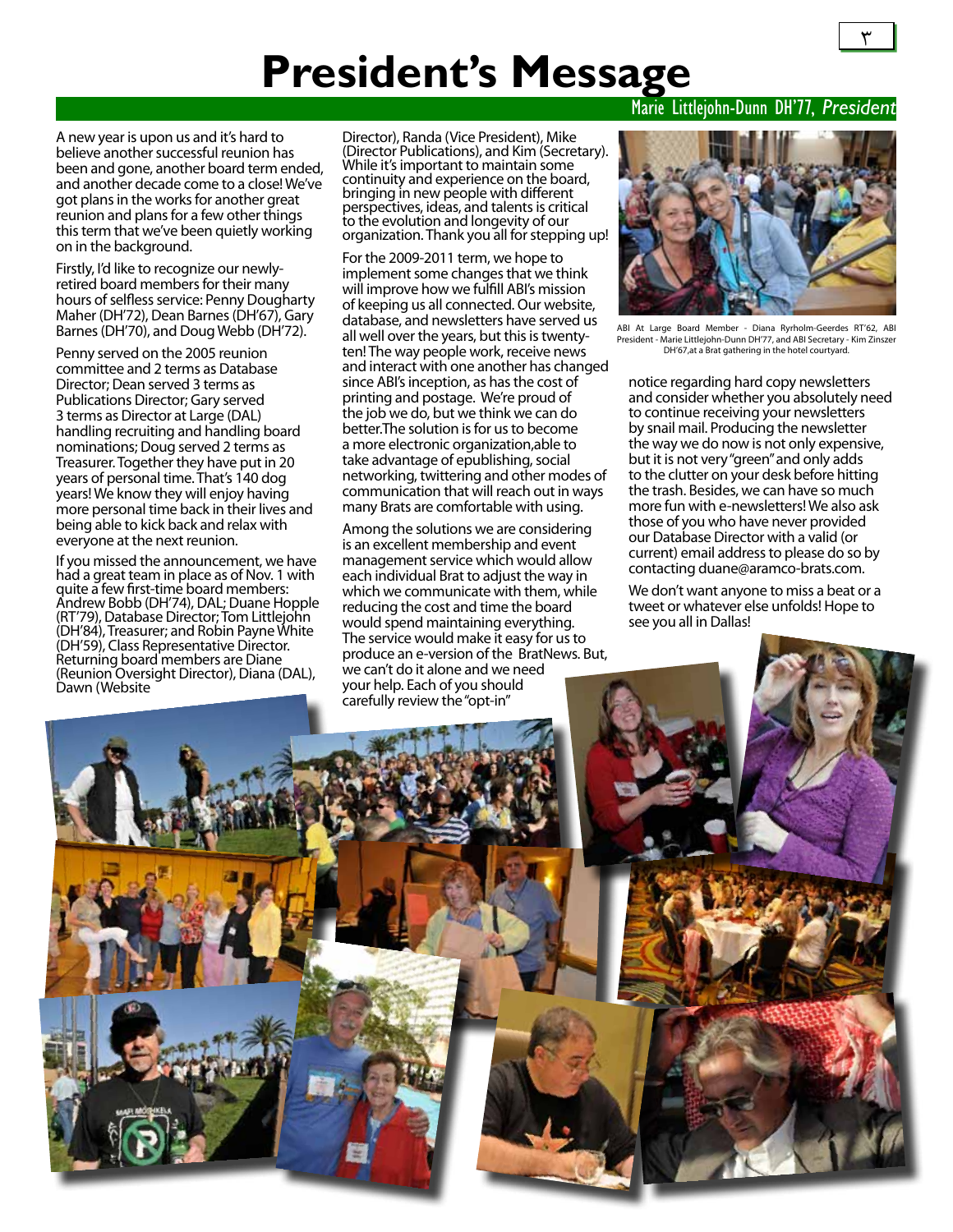# President's Message

Marie Littlejohn-Dunn DH'77, *President*

A new year is upon us and it's hard to believe another successful reunion has been and gone, another board term ended, and another decade come to a close! We've got plans in the works for another great reunion and plans for a few other things this term that we've been quietly working on in the background.

Firstly, I'd like to recognize our newly-retired board members for their many hours of selfless service: Penny Dougharty Maher (DH'72), Dean Barnes (DH'67), Gary Barnes (DH'70), and Doug Webb (DH'72).

Penny served on the 2005 reunion committee and 2 terms as Database Director; Dean served 3 terms as Publications Director; Gary served 3 terms as Director at Large (DAL) handling recruiting and handling board nominations; Doug served 2 terms as Treasurer. Together they have put in 20 years of personal time. That's 140 dog years! We know they will enjoy having more personal time back in their lives and being able to kick back and relax with everyone at the next reunion.

If you missed the announcement, we have had a great team in place as of Nov. 1 with quite a few first-time board members: Andrew Bobb (DH'74), DAL; Duane Hopple (RT'79), Database Director; Tom Littlejohn (DH'84), Treasurer; and Robin Payne White (DH'59), Class Representative Director. Returning board members are Diane (Reunion Oversight Director), Diana (DAL), Dawn (Website Director), Randa (Vice President), Mike (Director Publications), and Kim (Secretary). While it's important to maintain some continuity and experience on the board, bringing in new people with different perspectives, ideas, and talents is critical to the evolution and longevity of our organization. Thank you all for stepping up!

For the 2009-2011 term, we hope to implement some changes that we think will improve how we fulfill ABI's mission of keeping us all connected. Our website, database, and newsletters have served us all well over the years, but this is twenty-ten! The way people work, receive news and interact with one another has changed since ABI's inception, as has the cost of printing and postage. We're proud of the job we do, but we think we can do better.The solution is for us to become a more electronic organization,able to take advantage of epublishing, social networking, twittering and other modes of communication that will reach out in ways many Brats are comfortable with using.

Among the solutions we are considering is an excellent membership and event management service which would allow each individual Brat to adjust the way in which we communicate with them, while reducing the cost and time the board would spend maintaining everything. The service would make it easy for us to produce an e-version of the BratNews. But, we can't do it alone and we need your help. Each of you should carefully review the "opt-in" notice regarding hard copy newsletters and consider whether you absolutely need to continue receiving your newsletters by snail mail. Producing the newsletter the way we do now is not only expensive, but it is not very "green" and only adds to the clutter on your desk before hitting the trash. Besides, we can have so much more fun with e-newsletters! We also ask those of you who have never provided our Database Director with a valid (or current) email address to please do so by contacting duane@aramco-brats.com.

We don't want anyone to miss a beat or a tweet or whatever else unfolds! Hope to see you all in Dallas!

ABI At Large Board Member - Diana Ryrholm-Geerdes RT'62, ABI President - Marie Littlejohn-Dunn DH'77, and ABI Secretary - Kim Zinszer DH'67,at a Brat gathering in the hotel courtyard.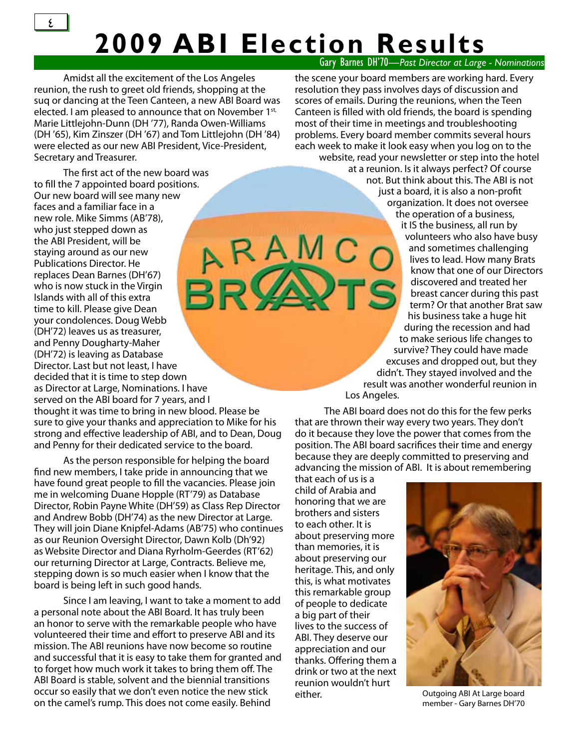# 2009 ABI Election Results

Gary Barnes DH'70—*Past Director at Large - Nominations*

Amidst all the excitement of the Los Angeles reunion, the rush to greet old friends, shopping at the suq or dancing at the Teen Canteen, a new ABI Board was elected. I am pleased to announce that on November 1st, Marie Littlejohn-Dunn (DH '77), Randa Owen-Williams (DH '65), Kim Zinszer (DH '67) and Tom Littlejohn (DH '84) were elected as our new ABI President, Vice-President, Secretary and Treasurer.

The first act of the new board was to fill the 7 appointed board positions. Our new board will see many new faces and a familiar face in a new role. Mike Simms (AB'78), who just stepped down as the ABI President, will be staying around as our new Publications Director. He replaces Dean Barnes (DH'67) who is now stuck in the Virgin Islands with all of this extra time to kill. Please give Dean your condolences. Doug Webb (DH'72) leaves us as treasurer, and Penny Dougharty-Maher (DH'72) is leaving as Database Director. Last but not least, I have decided that it is time to step down as Director at Large, Nominations. I have served on the ABI board for 7 years, and I thought it was time to bring in new blood. Please be sure to give your thanks and appreciation to Mike for his strong and effective leadership of ABI, and to Dean, Doug and Penny for their dedicated service to the board.

As the person responsible for helping the board find new members, I take pride in announcing that we have found great people to fill the vacancies. Please join me in welcoming Duane Hopple (RT'79) as Database Director, Robin Payne White (DH'59) as Class Rep Director and Andrew Bobb (DH'74) as the new Director at Large. They will join Diane Knipfel-Adams (AB'75) who continues as our Reunion Oversight Director, Dawn Kolb (Dh'92) as Website Director and Diana Ryrholm-Geerdes (RT'62) our returning Director at Large, Contracts. Believe me, stepping down is so much easier when I know that the board is being left in such good hands.

Since I am leaving, I want to take a moment to add a personal note about the ABI Board. It has truly been an honor to serve with the remarkable people who have volunteered their time and effort to preserve ABI and its mission. The ABI reunions have now become so routine and successful that it is easy to take them for granted and to forget how much work it takes to bring them off. The ABI Board is stable, solvent and the biennial transitions occur so easily that we don't even notice the new stick on the camel's rump. This does not come easily. Behind the scene your board members are working hard. Every resolution they pass involves days of discussion and scores of emails. During the reunions, when the Teen Canteen is filled with old friends, the board is spending most of their time in meetings and troubleshooting problems. Every board member commits several hours each week to make it look easy when you log on to the website, read your newsletter or step into the hotel at a reunion. Is it always perfect? Of course not. But think about this. The ABI is not just a board, it is also a non-profit organization. It does not oversee the operation of a business, it IS the business, all run by volunteers who also have busy and sometimes challenging lives to lead. How many Brats know that one of our Directors discovered and treated her breast cancer during this past term? Or that another Brat saw his business take a huge hit during the recession and had to make serious life changes to survive? They could have made excuses and dropped out, but they didn't. They stayed involved and the result was another wonderful reunion in Los Angeles.

The ABI board does not do this for the few perks that are thrown their way every two years. They don't do it because they love the power that comes from the position. The ABI board sacrifices their time and energy because they are deeply committed to preserving and advancing the mission of ABI. It is about remembering that each of us is a child of Arabia and honoring that we are brothers and sisters to each other. It is about preserving more than memories, it is about preserving our heritage. This, and only this, is what motivates this remarkable group of people to dedicate a big part of their lives to the success of ABI. They deserve our appreciation and our thanks. Offering them a drink or two at the next reunion wouldn't hurt either.

Outgoing ABI At Large board member - Gary Barnes DH'70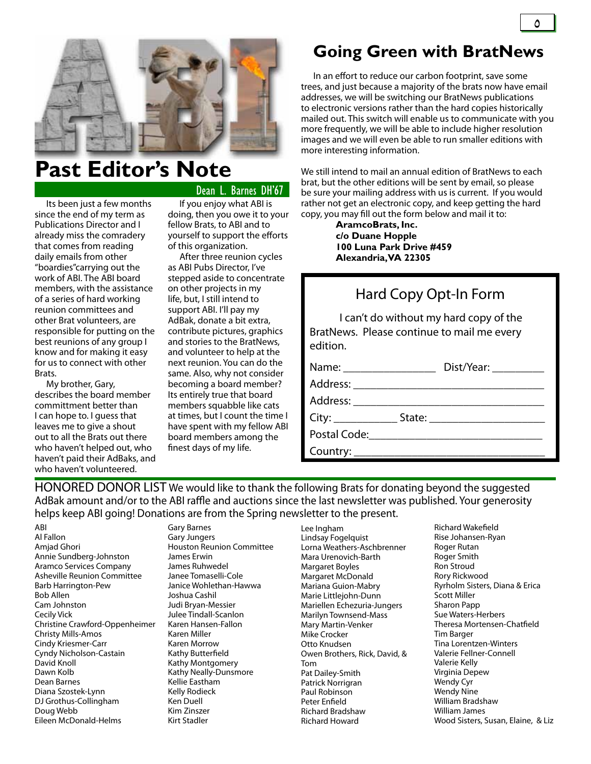# Past Editor's Note

Dean L. Barnes DH'67

Its been just a few months since the end of my term as Publications Director and I already miss the comradery that comes from reading daily emails from other "boardies"carrying out the work of ABI. The ABI board members, with the assistance of a series of hard working reunion committees and other Brat volunteers, are responsible for putting on the best reunions of any group I know and for making it easy for us to connect with other Brats.

My brother, Gary, describes the board member committment better than I can hope to. I guess that leaves me to give a shout out to all the Brats out there who haven't helped out, who haven't paid their AdBaks, and who haven't volunteered.

If you enjoy what ABI is doing, then you owe it to your fellow Brats, to ABI and to yourself to support the efforts of this organization.

After three reunion cycles as ABI Pubs Director, I've stepped aside to concentrate on other projects in my life, but, I still intend to support ABI. I'll pay my AdBak, donate a bit extra, contribute pictures, graphics and stories to the BratNews, and volunteer to help at the next reunion. You can do the same. Also, why not consider becoming a board member? Its entirely true that board members squabble like cats at times, but I count the time I have spent with my fellow ABI board members among the finest days of my life.

# Going Green with BratNews

In an effort to reduce our carbon footprint, save some trees, and just because a majority of the brats now have email addresses, we will be switching our BratNews publications to electronic versions rather than the hard copies historically mailed out. This switch will enable us to communicate with you more frequently, we will be able to include higher resolution images and we will even be able to run smaller editions with more interesting information.

We still intend to mail an annual edition of BratNews to each brat, but the other editions will be sent by email, so please be sure your mailing address with us is current. If you would rather not get an electronic copy, and keep getting the hard copy, you may fill out the form below and mail it to:

**AramcoBrats, Inc.**
**c/o Duane Hopple**
**100 Luna Park Drive #459**
**Alexandria, VA 22305**

## Hard Copy Opt-In Form

I can't do without my hard copy of the BratNews. Please continue to mail me every edition.

Name: ________________ Dist/Year: _________

Address: ________________________________

Address: ________________________________

City: ___________ State: ____________________

Postal Code:_____________________________

Country: ________________________________

## HONORED DONOR LIST

We would like to thank the following Brats for donating beyond the suggested AdBak amount and/or to the ABI raffle and auctions since the last newsletter was published. Your generosity helps keep ABI going! Donations are from the Spring newsletter to the present.

ABI
Al Fallon
Amjad Ghori
Annie Sundberg-Johnston
Aramco Services Company
Asheville Reunion Committee
Barb Harrington-Pew
Bob Allen
Cam Johnston
Cecily Vick
Christine Crawford-Oppenheimer
Christy Mills-Amos
Cindy Kriesmer-Carr
Cyndy Nicholson-Castain
David Knoll
Dawn Kolb
Dean Barnes
Diana Szostek-Lynn
DJ Grothus-Collingham
Doug Webb
Eileen McDonald-Helms
Gary Barnes
Gary Jungers
Houston Reunion Committee
James Erwin
James Ruhwedel
Janee Tomaselli-Cole
Janice Wohlethan-Hawwa
Joshua Cashil
Judi Bryan-Messier
Julee Tindall-Scanlon
Karen Hansen-Fallon
Karen Miller
Karen Morrow
Kathy Butterfield
Kathy Montgomery
Kathy Neally-Dunsmore
Kellie Eastham
Kelly Rodieck
Ken Duell
Kim Zinszer
Kirt Stadler
Lee Ingham
Lindsay Fogelquist
Lorna Weathers-Aschbrenner
Mara Urenovich-Barth
Margaret Boyles
Margaret McDonald
Mariana Guion-Mabry
Marie Littlejohn-Dunn
Mariellen Echezuria-Jungers
Marilyn Townsend-Mass
Mary Martin-Venker
Mike Crocker
Otto Knudsen
Owen Brothers, Rick, David, & Tom
Pat Dailey-Smith
Patrick Norrigran
Paul Robinson
Peter Enfield
Richard Bradshaw
Richard Howard
Richard Wakefield
Rise Johansen-Ryan
Roger Rutan
Roger Smith
Ron Stroud
Rory Rickwood
Ryrholm Sisters, Diana & Erica
Scott Miller
Sharon Papp
Sue Waters-Herbers
Theresa Mortensen-Chatfield
Tim Barger
Tina Lorentzen-Winters
Valerie Fellner-Connell
Valerie Kelly
Virginia Depew
Wendy Cyr
Wendy Nine
William Bradshaw
William James
Wood Sisters, Susan, Elaine, & Liz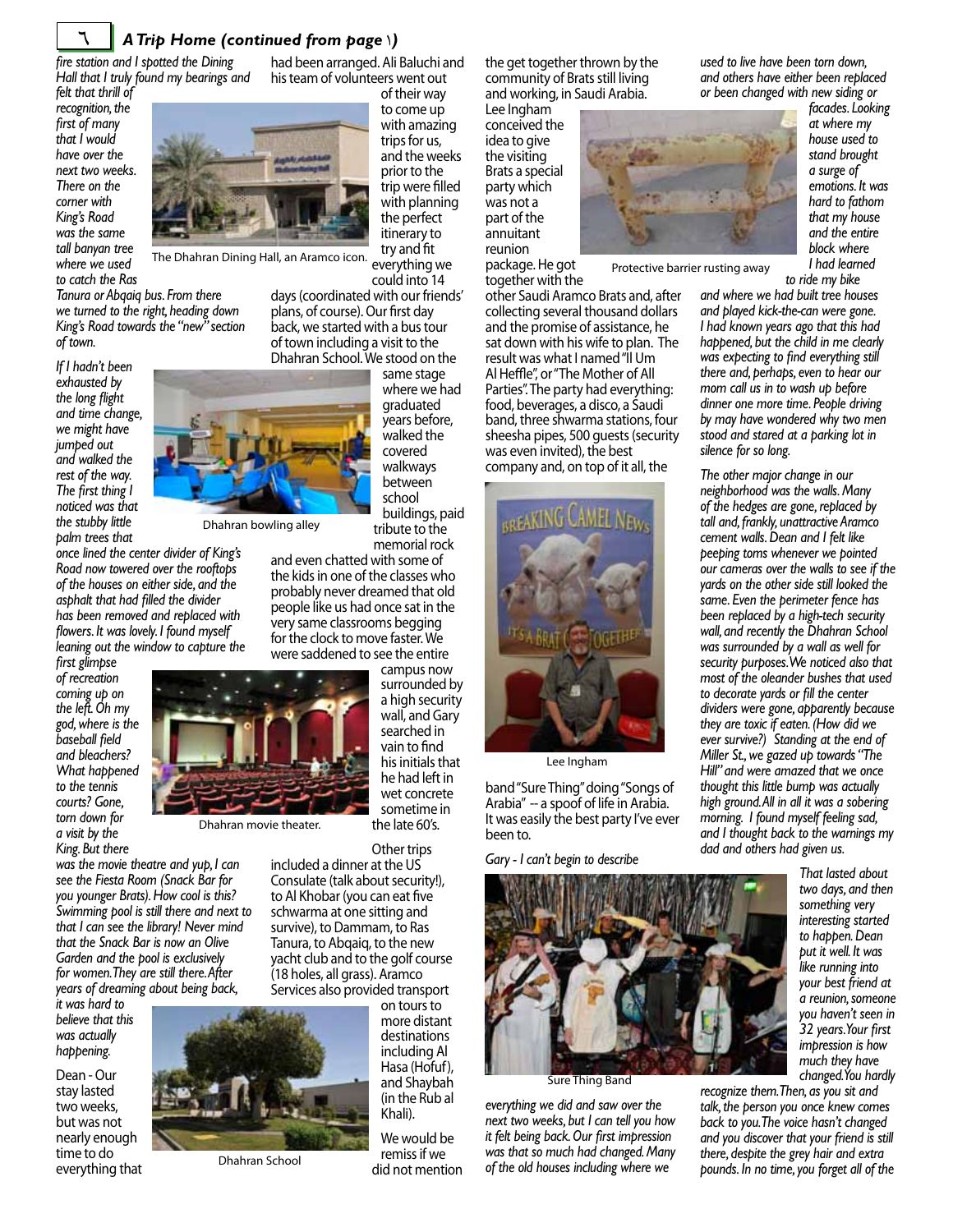## A Trip Home (continued from page ١)

*fire station and I spotted the Dining Hall that I truly found my bearings and felt that thrill of recognition, the first of many that I would have over the next two weeks. There on the corner with King's Road was the same tall banyan tree where we used to catch the Ras Tanura or Abqaiq bus. From there we turned to the right, heading down King's Road towards the "new" section of town.*

*If I hadn't been exhausted by the long flight and time change, we might have jumped out and walked the rest of the way. The first thing I noticed was that the stubby little palm trees that once lined the center divider of King's Road now towered over the rooftops of the houses on either side, and the asphalt that had filled the divider has been removed and replaced with flowers. It was lovely. I found myself leaning out the window to capture the first glimpse of recreation coming up on the left. Oh my god, where is the baseball field and bleachers? What happened to the tennis courts? Gone, torn down for a visit by the King. But there was the movie theatre and yup, I can see the Fiesta Room (Snack Bar for you younger Brats). How cool is this? Swimming pool is still there and next to that I can see the library! Never mind that the Snack Bar is now an Olive Garden and the pool is exclusively for women. They are still there. After years of dreaming about being back, it was hard to believe that this was actually happening.*

The Dhahran Dining Hall, an Aramco icon.

Dhahran bowling alley

Dhahran movie theater.

Dhahran School

Dean - Our stay lasted two weeks, but was not nearly enough time to do everything that had been arranged. Ali Baluchi and his team of volunteers went out of their way to come up with amazing trips for us, and the weeks prior to the trip were filled with planning the perfect itinerary to try and fit everything we could into 14 days (coordinated with our friends' plans, of course). Our first day back, we started with a bus tour of town including a visit to the Dhahran School. We stood on the same stage where we had graduated years before, walked the covered walkways between school buildings, paid tribute to the memorial rock and even chatted with some of the kids in one of the classes who probably never dreamed that old people like us had once sat in the very same classrooms begging for the clock to move faster. We were saddened to see the entire campus now surrounded by a high security wall, and Gary searched in vain to find his initials that he had left in wet concrete sometime in the late 60's.

Other trips included a dinner at the US Consulate (talk about security!), to Al Khobar (you can eat five schwarma at one sitting and survive), to Dammam, to Ras Tanura, to Abqaiq, to the new yacht club and to the golf course (18 holes, all grass). Aramco Services also provided transport on tours to more distant destinations including Al Hasa (Hofuf), and Shaybah (in the Rub al Khali).

We would be remiss if we did not mention the get together thrown by the community of Brats still living and working, in Saudi Arabia. Lee Ingham conceived the idea to give the visiting Brats a special party which was not a part of the annuitant reunion package. He got together with the other Saudi Aramco Brats and, after collecting several thousand dollars and the promise of assistance, he sat down with his wife to plan. The result was what I named "Il Um Al Heffle", or "The Mother of All Parties". The party had everything: food, beverages, a disco, a Saudi band, three shwarma stations, four sheesha pipes, 500 guests (security was even invited), the best company and, on top of it all, the band "Sure Thing" doing "Songs of Arabia" -- a spoof of life in Arabia. It was easily the best party I've ever been to.

Protective barrier rusting away

Lee Ingham

Sure Thing Band

*Gary - I can't begin to describe everything we did and saw over the next two weeks, but I can tell you how it felt being back. Our first impression was that so much had changed. Many of the old houses including where we used to live have been torn down, and others have either been replaced or been changed with new siding or facades. Looking at where my house used to stand brought a surge of emotions. It was hard to fathom that my house and the entire block where I had learned to ride my bike and where we had built tree houses and played kick-the-can were gone. I had known years ago that this had happened, but the child in me clearly was expecting to find everything still there and, perhaps, even to hear our mom call us in to wash up before dinner one more time. People driving by may have wondered why two men stood and stared at a parking lot in silence for so long.*

*The other major change in our neighborhood was the walls. Many of the hedges are gone, replaced by tall and, frankly, unattractive Aramco cement walls. Dean and I felt like peeping toms whenever we pointed our cameras over the walls to see if the yards on the other side still looked the same. Even the perimeter fence has been replaced by a high-tech security wall, and recently the Dhahran School was surrounded by a wall as well for security purposes. We noticed also that most of the oleander bushes that used to decorate yards or fill the center dividers were gone, apparently because they are toxic if eaten. (How did we ever survive?) Standing at the end of Miller St., we gazed up towards "The Hill" and were amazed that we once thought this little bump was actually high ground. All in all it was a sobering morning. I found myself feeling sad, and I thought back to the warnings my dad and others had given us.*

*That lasted about two days, and then something very interesting started to happen. Dean put it well. It was like running into your best friend at a reunion, someone you haven't seen in 32 years. Your first impression is how much they have changed. You hardly recognize them. Then, as you sit and talk, the person you once knew comes back to you. The voice hasn't changed and you discover that your friend is still there, despite the grey hair and extra pounds. In no time, you forget all of the*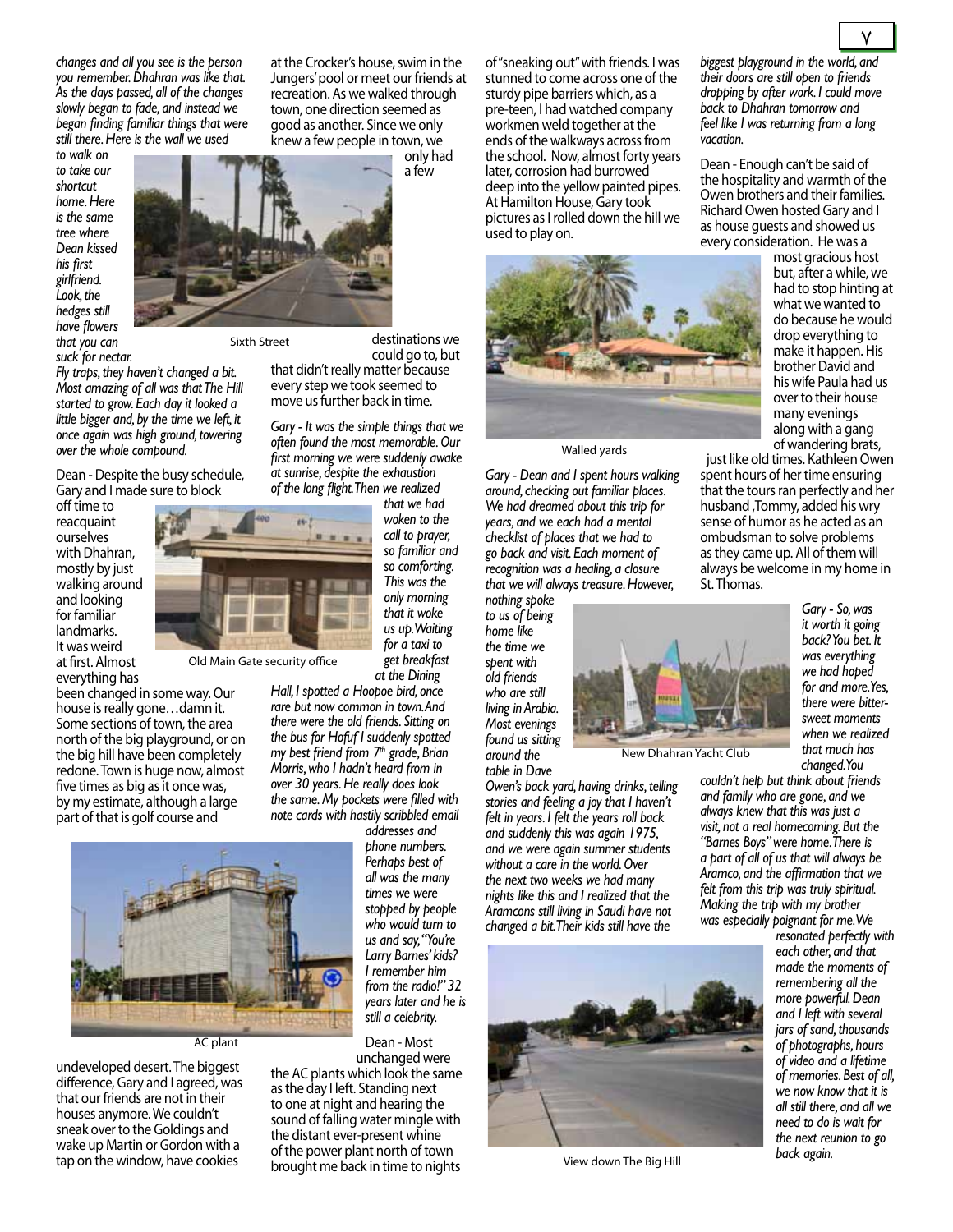*changes and all you see is the person you remember. Dhahran was like that. As the days passed, all of the changes slowly began to fade, and instead we began finding familiar things that were still there. Here is the wall we used to walk on to take our shortcut home. Here is the same tree where Dean kissed his first girlfriend. Look, the hedges still have flowers that you can suck for nectar. Fly traps, they haven't changed a bit. Most amazing of all was that The Hill started to grow. Each day it looked a little bigger and, by the time we left, it once again was high ground, towering over the whole compound.*

Sixth Street

Dean - Despite the busy schedule, Gary and I made sure to block off time to reacquaint ourselves with Dhahran, mostly by just walking around and looking for familiar landmarks. It was weird at first. Almost everything has been changed in some way. Our house is really gone…damn it. Some sections of town, the area north of the big playground, or on the big hill have been completely redone. Town is huge now, almost five times as big as it once was, by my estimate, although a large part of that is golf course and undeveloped desert. The biggest difference, Gary and I agreed, was that our friends are not in their houses anymore. We couldn't sneak over to the Goldings and wake up Martin or Gordon with a tap on the window, have cookies at the Crocker's house, swim in the Jungers' pool or meet our friends at recreation. As we walked through town, one direction seemed as good as another. Since we only knew a few people in town, we only had a few destinations we could go to, but that didn't really matter because every step we took seemed to move us further back in time.

Old Main Gate security office

*Gary - It was the simple things that we often found the most memorable. Our first morning we were suddenly awake at sunrise, despite the exhaustion of the long flight. Then we realized that we had woken to the call to prayer, so familiar and so comforting. This was the only morning that it woke us up. Waiting for a taxi to get breakfast at the Dining Hall, I spotted a Hoopoe bird, once rare but now common in town. And there were the old friends. Sitting on the bus for Hofuf I suddenly spotted my best friend from 7th grade, Brian Morris, who I hadn't heard from in over 30 years. He really does look the same. My pockets were filled with note cards with hastily scribbled email addresses and phone numbers. Perhaps best of all was the many times we were stopped by people who would turn to us and say, "You're Larry Barnes' kids? I remember him from the radio!" 32 years later and he is still a celebrity.*

AC plant

Dean - Most unchanged were the AC plants which look the same as the day I left. Standing next to one at night and hearing the sound of falling water mingle with the distant ever-present whine of the power plant north of town brought me back in time to nights of "sneaking out" with friends. I was stunned to come across one of the sturdy pipe barriers which, as a pre-teen, I had watched company workmen weld together at the ends of the walkways across from the school. Now, almost forty years later, corrosion had burrowed deep into the yellow painted pipes. At Hamilton House, Gary took pictures as I rolled down the hill we used to play on.

Walled yards

*Gary - Dean and I spent hours walking around, checking out familiar places. We had dreamed about this trip for years, and we each had a mental checklist of places that we had to go back and visit. Each moment of recognition was a healing, a closure that we will always treasure. However, nothing spoke to us of being home like the time we spent with old friends who are still living in Arabia. Most evenings found us sitting around the table in Dave Owen's back yard, having drinks, telling stories and feeling a joy that I haven't felt in years. I felt the years roll back and suddenly this was again 1975, and we were again summer students without a care in the world. Over the next two weeks we had many nights like this and I realized that the Aramcons still living in Saudi have not changed a bit. Their kids still have the biggest playground in the world, and their doors are still open to friends dropping by after work. I could move back to Dhahran tomorrow and feel like I was returning from a long vacation.*

New Dhahran Yacht Club

View down The Big Hill

Dean - Enough can't be said of the hospitality and warmth of the Owen brothers and their families. Richard Owen hosted Gary and I as house guests and showed us every consideration. He was a most gracious host but, after a while, we had to stop hinting at what we wanted to do because he would drop everything to make it happen. His brother David and his wife Paula had us over to their house many evenings along with a gang of wandering brats, just like old times. Kathleen Owen spent hours of her time ensuring that the tours ran perfectly and her husband, Tommy, added his wry sense of humor as he acted as an ombudsman to solve problems as they came up. All of them will always be welcome in my home in St. Thomas.

*Gary - So, was it worth it going back? You bet. It was everything we had hoped for and more. Yes, there were bitter-sweet moments when we realized that much has changed. You couldn't help but think about friends and family who are gone, and we always knew that this was just a visit, not a real homecoming. But the "Barnes Boys" were home. There is a part of all of us that will always be Aramco, and the affirmation that we felt from this trip was truly spiritual. Making the trip with my brother was especially poignant for me. We resonated perfectly with each other, and that made the moments of remembering all the more powerful. Dean and I left with several jars of sand, thousands of photographs, hours of video and a lifetime of memories. Best of all, we now know that it is all still there, and all we need to do is wait for the next reunion to go back again.*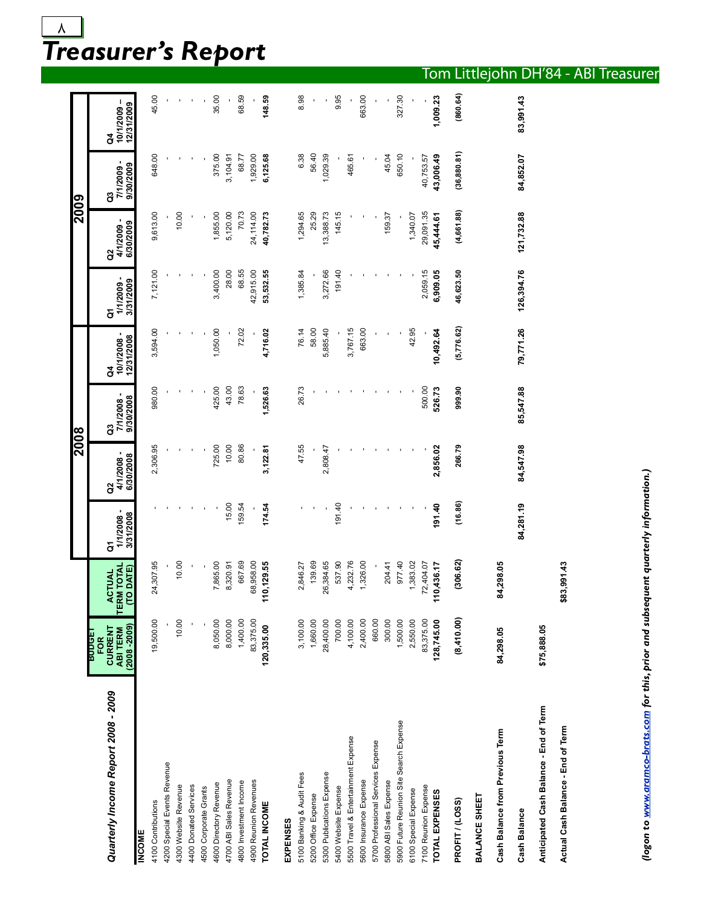# Treasurer's Report

Tom Littlejohn DH'84 - ABI Treasurer

## Quarterly Income Report 2008 - 2009

| | BUDGET FOR CURRENT ABI TERM (2008 - 2009) | ACTUAL TERM TOTAL (TO DATE) | 2008 | | | | 2009 | | | |
|---|---|---|---|---|---|---|---|---|---|---|
| | | | Q1 1/1/2008 - 3/31/2008 | Q2 4/1/2008 - 6/30/2008 | Q3 7/1/2008 - 9/30/2008 | Q4 10/1/2008 - 12/31/2008 | Q1 1/1/2009 - 3/31/2009 | Q2 4/1/2009 - 6/30/2009 | Q3 7/1/2009 - 9/30/2009 | Q4 10/1/2009 – 12/31/2009 |
| **INCOME** | | | | | | | | | | |
| 4100 Contributions | 19,500.00 | 24,307.95 | - | 2,306.95 | 980.00 | 3,594.00 | 7,121.00 | 9,613.00 | 648.00 | 45.00 |
| 4200 Special Events Revenue | - | - | - | - | - | - | - | - | - | - |
| 4300 Website Revenue | 10.00 | 10.00 | - | - | - | - | - | 10.00 | - | - |
| 4400 Donated Services | - | - | - | - | - | - | - | - | - | - |
| 4500 Corporate Grants | - | - | - | - | - | - | - | - | - | - |
| 4600 Directory Revenue | 8,050.00 | 7,865.00 | - | 725.00 | 425.00 | 1,050.00 | 3,400.00 | 1,855.00 | 375.00 | 35.00 |
| 4700 ABI Sales Revenue | 8,000.00 | 8,320.91 | 15.00 | 10.00 | 43.00 | - | 28.00 | 5,120.00 | 3,104.91 | - |
| 4800 Investment Income | 1,400.00 | 667.69 | 159.54 | 80.86 | 78.63 | 72.02 | 68.55 | 70.73 | 68.77 | 68.59 |
| 4900 Reunion Revenues | 83,375.00 | 68,958.00 | - | - | - | - | 42,915.00 | 24,114.00 | 1,929.00 | - |
| **TOTAL INCOME** | **120,335.00** | **110,129.55** | **174.54** | **3,122.81** | **1,526.63** | **4,716.02** | **53,532.55** | **40,782.73** | **6,125.68** | **148.59** |
| **EXPENSES** | | | | | | | | | | |
| 5100 Banking & Audit Fees | 3,100.00 | 2,846.27 | - | 47.55 | 26.73 | 76.14 | 1,385.84 | 1,294.65 | 6.38 | 8.98 |
| 5200 Office Expense | 1,660.00 | 139.69 | - | - | - | 58.00 | - | 25.29 | 56.40 | - |
| 5300 Publications Expense | 28,400.00 | 26,384.65 | - | 2,808.47 | - | 5,885.40 | 3,272.66 | 13,388.73 | 1,029.39 | - |
| 5400 Website Expense | 700.00 | 537.90 | 191.40 | - | - | - | 191.40 | 145.15 | - | 9.95 |
| 5500 Travel & Entertainment Expense | 4,100.00 | 4,232.76 | - | - | - | 3,767.15 | - | - | 465.61 | - |
| 5600 Insurance Expense | 2,400.00 | 1,326.00 | - | - | - | 663.00 | - | - | - | 663.00 |
| 5700 Professional Services Expense | 660.00 | - | - | - | - | - | - | - | - | - |
| 5800 ABI Sales Expense | 300.00 | 204.41 | - | - | - | - | - | 159.37 | 45.04 | - |
| 5900 Future Reunion Site Search Expense | 1,500.00 | 977.40 | - | - | - | - | - | - | 650.10 | 327.30 |
| 6100 Special Expense | 2,550.00 | 1,383.02 | - | - | - | 42.95 | - | 1,340.07 | - | - |
| 7100 Reunion Expense | 83,375.00 | 72,404.07 | - | - | 500.00 | - | 2,059.15 | 29,091.35 | 40,753.57 | - |
| **TOTAL EXPENSES** | **128,745.00** | **110,436.17** | **191.40** | **2,856.02** | **526.73** | **10,492.64** | **6,909.05** | **45,444.61** | **43,006.49** | **1,009.23** |
| **PROFIT / (LOSS)** | **(8,410.00)** | **(306.62)** | **(16.86)** | **266.79** | **999.90** | **(5,776.62)** | **46,623.50** | **(4,661.88)** | **(36,880.81)** | **(860.64)** |
| **BALANCE SHEET** | | | | | | | | | | |
| **Cash Balance from Previous Term** | **84,298.05** | **84,298.05** | | | | | | | | |
| **Cash Balance** | | | **84,281.19** | **84,547.98** | **85,547.88** | **79,771.26** | **126,394.76** | **121,732.88** | **84,852.07** | **83,991.43** |
| **Anticipated Cash Balance - End of Term** | **$75,888.05** | | | | | | | | | |
| **Actual Cash Balance - End of Term** | | **$83,991.43** | | | | | | | | |

***(logon to www.aramco-brats.com for this, prior and subsequent quarterly information.)***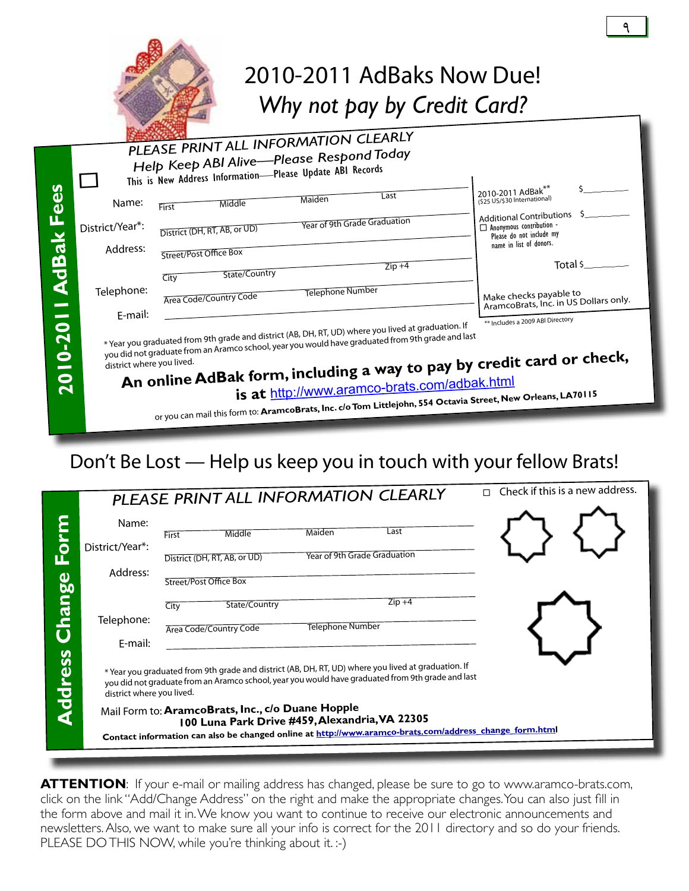# 2010-2011 AdBaks Now Due!

## *Why not pay by Credit Card?*

**2010-2011 AdBak Fees**

*PLEASE PRINT ALL INFORMATION CLEARLY*
*Help Keep ABI Alive—Please Respond Today*

☐ This is New Address Information—Please Update ABI Records

Name: First _____ Middle _____ Maiden _____ Last _____

District/Year*: District (DH, RT, AB, or UD) _____ Year of 9th Grade Graduation _____

Address: Street/Post Office Box _____

City _____ State/Country _____ Zip +4 _____

Telephone: Area Code/Country Code _____ Telephone Number _____

E-mail: _____

2010-2011 AdBak** ($25 US/$30 International) $_______

Additional Contributions $_______
☐ Anonymous contribution - Please do not include my name in list of donors.

Total $_______

Make checks payable to AramcoBrats, Inc. in US Dollars only.

** Includes a 2009 ABI Directory

* Year you graduated from 9th grade and district (AB, DH, RT, UD) where you lived at graduation. If you did not graduate from an Aramco school, year you would have graduated from 9th grade and last district where you lived.

**An online AdBak form, including a way to pay by credit card or check, is at** http://www.aramco-brats.com/adbak.html

or you can mail this form to: **AramcoBrats, Inc. c/o Tom Littlejohn, 554 Octavia Street, New Orleans, LA70115**

## Don't Be Lost — Help us keep you in touch with your fellow Brats!

**Address Change Form**

*PLEASE PRINT ALL INFORMATION CLEARLY*

☐ Check if this is a new address.

Name: First _____ Middle _____ Maiden _____ Last _____

District/Year*: District (DH, RT, AB, or UD) _____ Year of 9th Grade Graduation _____

Address: Street/Post Office Box _____

City _____ State/Country _____ Zip +4 _____

Telephone: Area Code/Country Code _____ Telephone Number _____

E-mail: _____

* Year you graduated from 9th grade and district (AB, DH, RT, UD) where you lived at graduation. If you did not graduate from an Aramco school, year you would have graduated from 9th grade and last district where you lived.

Mail Form to: **AramcoBrats, Inc., c/o Duane Hopple**
**100 Luna Park Drive #459, Alexandria, VA 22305**

**Contact information can also be changed online at** http://www.aramco-brats.com/address_change_form.html

**ATTENTION**: If your e-mail or mailing address has changed, please be sure to go to www.aramco-brats.com, click on the link "Add/Change Address" on the right and make the appropriate changes. You can also just fill in the form above and mail it in. We know you want to continue to receive our electronic announcements and newsletters. Also, we want to make sure all your info is correct for the 2011 directory and so do your friends. PLEASE DO THIS NOW, while you're thinking about it. :-)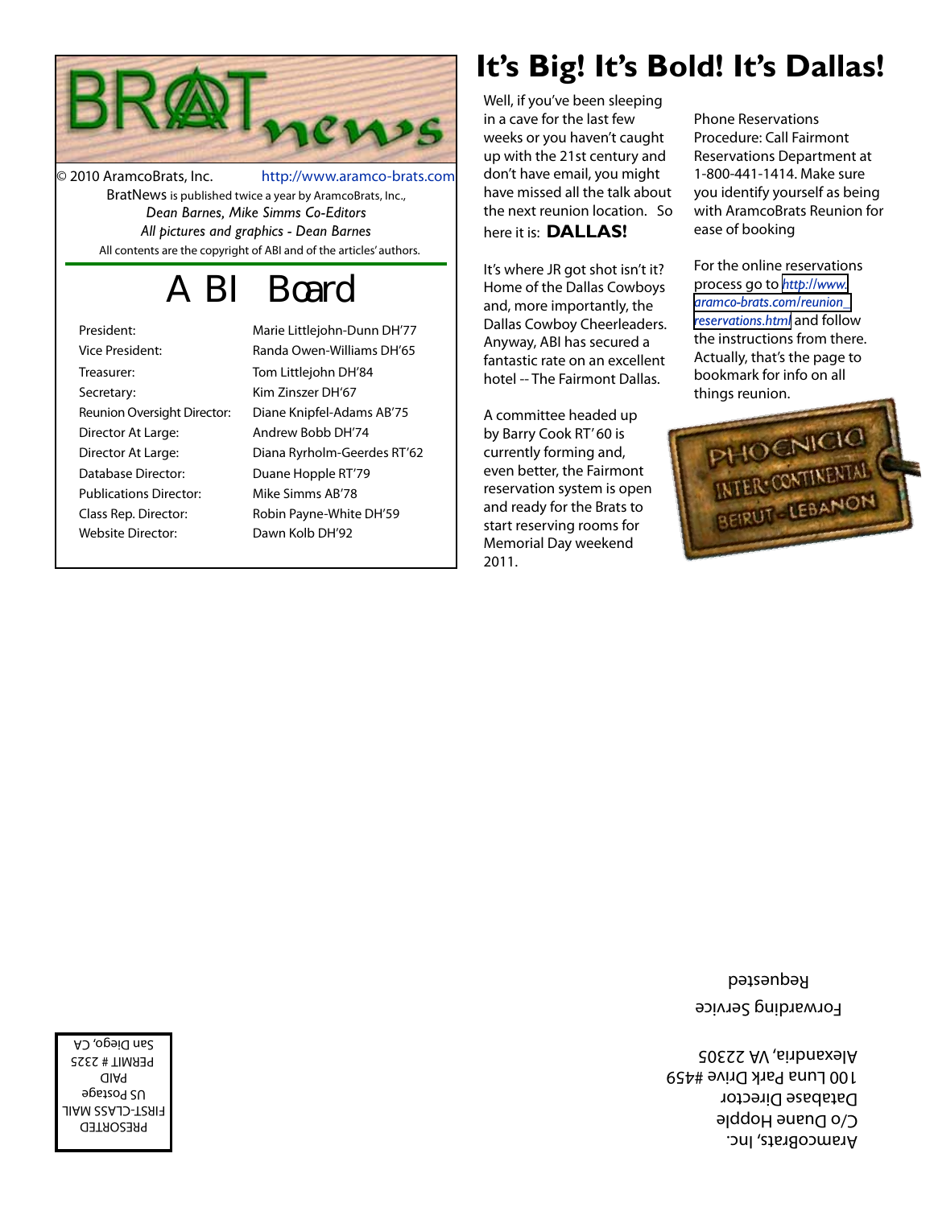BRAT news

© 2010 AramcoBrats, Inc. http://www.aramco-brats.com

BratNews is published twice a year by AramcoBrats, Inc.,

*Dean Barnes, Mike Simms Co-Editors*

*All pictures and graphics - Dean Barnes*

All contents are the copyright of ABI and of the articles' authors.

## ABI Board

| | |
|---|---|
| President: | Marie Littlejohn-Dunn DH'77 |
| Vice President: | Randa Owen-Williams DH'65 |
| Treasurer: | Tom Littlejohn DH'84 |
| Secretary: | Kim Zinszer DH'67 |
| Reunion Oversight Director: | Diane Knipfel-Adams AB'75 |
| Director At Large: | Andrew Bobb DH'74 |
| Director At Large: | Diana Ryrholm-Geerdes RT'62 |
| Database Director: | Duane Hopple RT'79 |
| Publications Director: | Mike Simms AB'78 |
| Class Rep. Director: | Robin Payne-White DH'59 |
| Website Director: | Dawn Kolb DH'92 |

# It's Big! It's Bold! It's Dallas!

Well, if you've been sleeping in a cave for the last few weeks or you haven't caught up with the 21st century and don't have email, you might have missed all the talk about the next reunion location. So here it is: **DALLAS!**

It's where JR got shot isn't it? Home of the Dallas Cowboys and, more importantly, the Dallas Cowboy Cheerleaders. Anyway, ABI has secured a fantastic rate on an excellent hotel -- The Fairmont Dallas.

A committee headed up by Barry Cook RT' 60 is currently forming and, even better, the Fairmont reservation system is open and ready for the Brats to start reserving rooms for Memorial Day weekend 2011.

Phone Reservations Procedure: Call Fairmont Reservations Department at 1-800-441-1414. Make sure you identify yourself as being with AramcoBrats Reunion for ease of booking

For the online reservations process go to *http://www.aramco-brats.com/reunion_reservations.html* and follow the instructions from there. Actually, that's the page to bookmark for info on all things reunion.

PHOENICIA INTER·CONTINENTAL BEIRUT - LEBANON

AramcoBrats, Inc.
C/o Duane Hopple
Database Director
100 Luna Park Drive #459
Alexandria, VA 22305

Forwarding Service
Requested

PRESORTED
FIRST-CLASS MAIL
US Postage
PAID
PERMIT # 2325
San Diego, CA